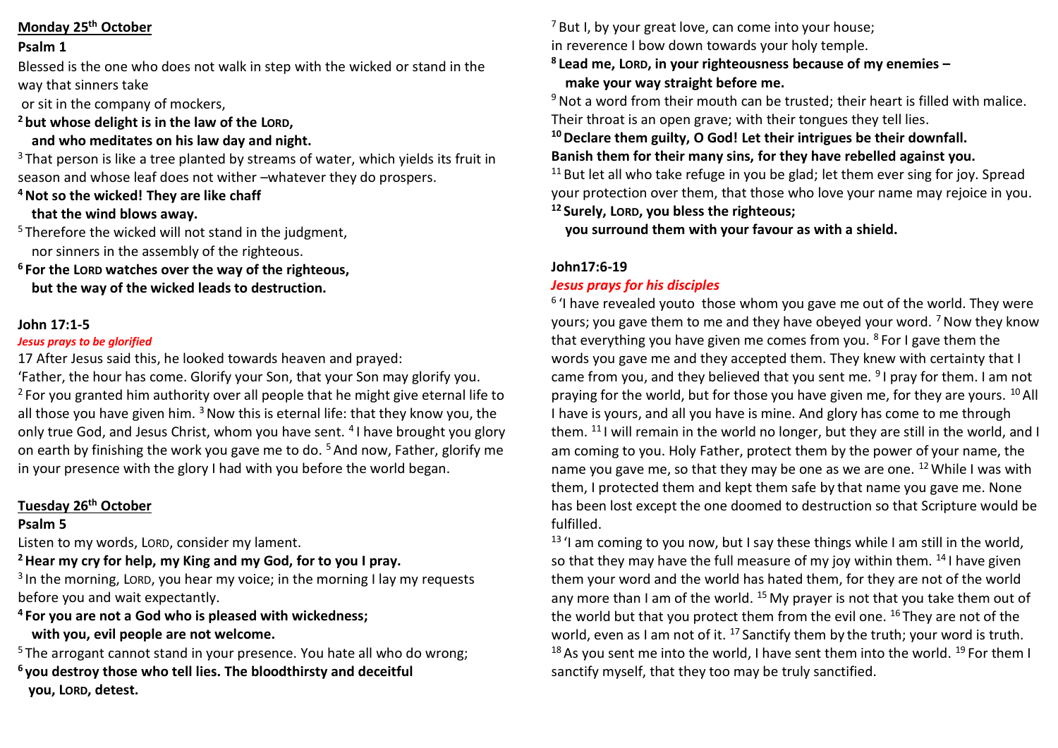**Monday 25th October**

**Psalm 1**

Blessed is the one who does not walk in step with the wicked or stand in the way that sinners take
or sit in the company of mockers,

**[2] but whose delight is in the law of the LORD,**
**and who meditates on his law day and night.**

[3] That person is like a tree planted by streams of water, which yields its fruit in season and whose leaf does not wither –whatever they do prospers.

**[4] Not so the wicked! They are like chaff**
**that the wind blows away.**

[5] Therefore the wicked will not stand in the judgment,
nor sinners in the assembly of the righteous.

**[6] For the LORD watches over the way of the righteous,**
**but the way of the wicked leads to destruction.**

**John 17:1-5**

***Jesus prays to be glorified***

17 After Jesus said this, he looked towards heaven and prayed:
'Father, the hour has come. Glorify your Son, that your Son may glorify you. [2] For you granted him authority over all people that he might give eternal life to all those you have given him. [3] Now this is eternal life: that they know you, the only true God, and Jesus Christ, whom you have sent. [4] I have brought you glory on earth by finishing the work you gave me to do. [5] And now, Father, glorify me in your presence with the glory I had with you before the world began.

**Tuesday 26th October**

**Psalm 5**

Listen to my words, LORD, consider my lament.

**[2] Hear my cry for help, my King and my God, for to you I pray.**

[3] In the morning, LORD, you hear my voice; in the morning I lay my requests before you and wait expectantly.

**[4] For you are not a God who is pleased with wickedness;**
**with you, evil people are not welcome.**

[5] The arrogant cannot stand in your presence. You hate all who do wrong;

**[6] you destroy those who tell lies. The bloodthirsty and deceitful**
**you, LORD, detest.**

[7] But I, by your great love, can come into your house;
in reverence I bow down towards your holy temple.

**[8] Lead me, LORD, in your righteousness because of my enemies –**
**make your way straight before me.**

[9] Not a word from their mouth can be trusted; their heart is filled with malice. Their throat is an open grave; with their tongues they tell lies.

**[10] Declare them guilty, O God! Let their intrigues be their downfall.**
**Banish them for their many sins, for they have rebelled against you.**

[11] But let all who take refuge in you be glad; let them ever sing for joy. Spread your protection over them, that those who love your name may rejoice in you.

**[12] Surely, LORD, you bless the righteous;**
**you surround them with your favour as with a shield.**

**John17:6-19**

***Jesus prays for his disciples***

[6] 'I have revealed youto those whom you gave me out of the world. They were yours; you gave them to me and they have obeyed your word. [7] Now they know that everything you have given me comes from you. [8] For I gave them the words you gave me and they accepted them. They knew with certainty that I came from you, and they believed that you sent me. [9] I pray for them. I am not praying for the world, but for those you have given me, for they are yours. [10] All I have is yours, and all you have is mine. And glory has come to me through them. [11] I will remain in the world no longer, but they are still in the world, and I am coming to you. Holy Father, protect them by the power of your name, the name you gave me, so that they may be one as we are one. [12] While I was with them, I protected them and kept them safe by that name you gave me. None has been lost except the one doomed to destruction so that Scripture would be fulfilled.

[13] 'I am coming to you now, but I say these things while I am still in the world, so that they may have the full measure of my joy within them. [14] I have given them your word and the world has hated them, for they are not of the world any more than I am of the world. [15] My prayer is not that you take them out of the world but that you protect them from the evil one. [16] They are not of the world, even as I am not of it. [17] Sanctify them by the truth; your word is truth. [18] As you sent me into the world, I have sent them into the world. [19] For them I sanctify myself, that they too may be truly sanctified.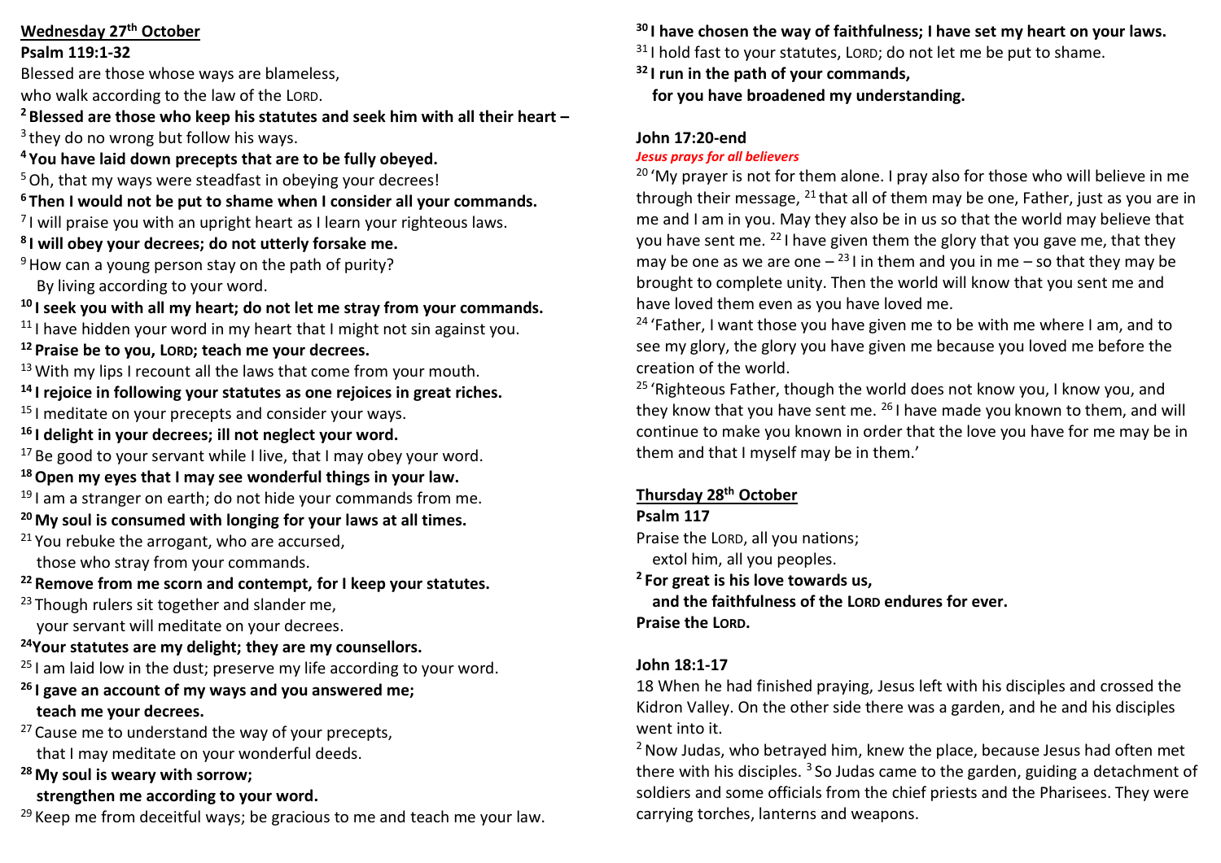**Wednesday 27th October**

**Psalm 119:1-32**

Blessed are those whose ways are blameless,
who walk according to the law of the LORD.

**[2] Blessed are those who keep his statutes and seek him with all their heart –**

[3] they do no wrong but follow his ways.

**[4] You have laid down precepts that are to be fully obeyed.**

[5] Oh, that my ways were steadfast in obeying your decrees!

**[6] Then I would not be put to shame when I consider all your commands.**

[7] I will praise you with an upright heart as I learn your righteous laws.

**[8] I will obey your decrees; do not utterly forsake me.**

[9] How can a young person stay on the path of purity?
By living according to your word.

**[10] I seek you with all my heart; do not let me stray from your commands.**

[11] I have hidden your word in my heart that I might not sin against you.

**[12] Praise be to you, LORD; teach me your decrees.**

[13] With my lips I recount all the laws that come from your mouth.

**[14] I rejoice in following your statutes as one rejoices in great riches.**

[15] I meditate on your precepts and consider your ways.

**[16] I delight in your decrees; ill not neglect your word.**

[17] Be good to your servant while I live, that I may obey your word.

**[18] Open my eyes that I may see wonderful things in your law.**

[19] I am a stranger on earth; do not hide your commands from me.

**[20] My soul is consumed with longing for your laws at all times.**

[21] You rebuke the arrogant, who are accursed,
those who stray from your commands.

**[22] Remove from me scorn and contempt, for I keep your statutes.**

[23] Though rulers sit together and slander me,
your servant will meditate on your decrees.

**[24] Your statutes are my delight; they are my counsellors.**

[25] I am laid low in the dust; preserve my life according to your word.

**[26] I gave an account of my ways and you answered me;
teach me your decrees.**

[27] Cause me to understand the way of your precepts,
that I may meditate on your wonderful deeds.

**[28] My soul is weary with sorrow;
strengthen me according to your word.**

[29] Keep me from deceitful ways; be gracious to me and teach me your law.

**[30] I have chosen the way of faithfulness; I have set my heart on your laws.**

[31] I hold fast to your statutes, LORD; do not let me be put to shame.

**[32] I run in the path of your commands,
for you have broadened my understanding.**

**John 17:20-end**

***Jesus prays for all believers***

[20] 'My prayer is not for them alone. I pray also for those who will believe in me through their message, [21] that all of them may be one, Father, just as you are in me and I am in you. May they also be in us so that the world may believe that you have sent me. [22] I have given them the glory that you gave me, that they may be one as we are one – [23] I in them and you in me – so that they may be brought to complete unity. Then the world will know that you sent me and have loved them even as you have loved me.

[24] 'Father, I want those you have given me to be with me where I am, and to see my glory, the glory you have given me because you loved me before the creation of the world.

[25] 'Righteous Father, though the world does not know you, I know you, and they know that you have sent me. [26] I have made you known to them, and will continue to make you known in order that the love you have for me may be in them and that I myself may be in them.'

**Thursday 28th October**

**Psalm 117**

Praise the LORD, all you nations;
extol him, all you peoples.

**[2] For great is his love towards us,
and the faithfulness of the LORD endures for ever.
Praise the LORD.**

**John 18:1-17**

18 When he had finished praying, Jesus left with his disciples and crossed the Kidron Valley. On the other side there was a garden, and he and his disciples went into it.

[2] Now Judas, who betrayed him, knew the place, because Jesus had often met there with his disciples. [3] So Judas came to the garden, guiding a detachment of soldiers and some officials from the chief priests and the Pharisees. They were carrying torches, lanterns and weapons.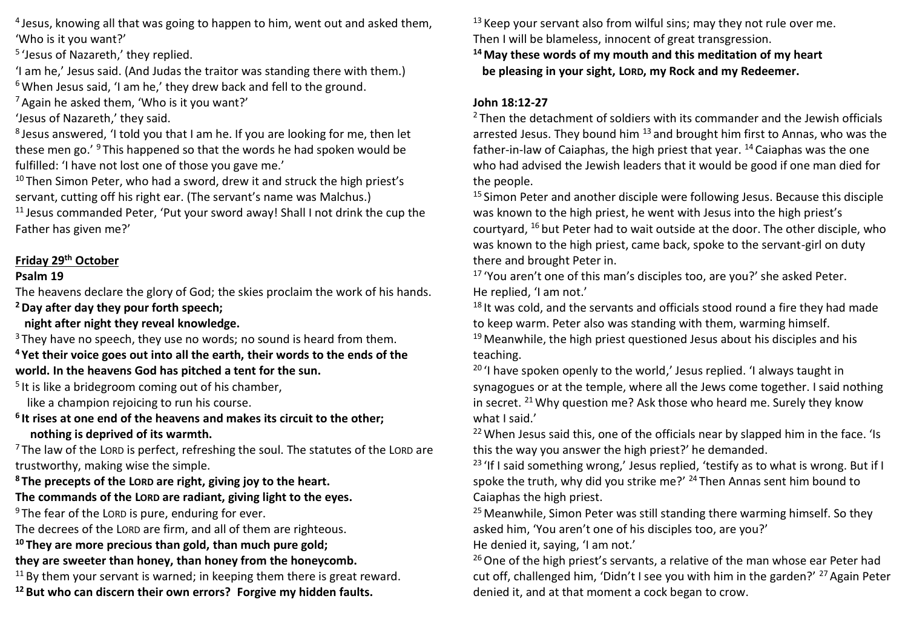[4] Jesus, knowing all that was going to happen to him, went out and asked them, 'Who is it you want?'

[5] 'Jesus of Nazareth,' they replied.

'I am he,' Jesus said. (And Judas the traitor was standing there with them.)

[6] When Jesus said, 'I am he,' they drew back and fell to the ground.

[7] Again he asked them, 'Who is it you want?'

'Jesus of Nazareth,' they said.

[8] Jesus answered, 'I told you that I am he. If you are looking for me, then let these men go.' [9] This happened so that the words he had spoken would be fulfilled: 'I have not lost one of those you gave me.'

[10] Then Simon Peter, who had a sword, drew it and struck the high priest's servant, cutting off his right ear. (The servant's name was Malchus.)

[11] Jesus commanded Peter, 'Put your sword away! Shall I not drink the cup the Father has given me?'

## Friday 29th October

### Psalm 19

The heavens declare the glory of God; the skies proclaim the work of his hands.

**[2] Day after day they pour forth speech;
night after night they reveal knowledge.**

[3] They have no speech, they use no words; no sound is heard from them.

**[4] Yet their voice goes out into all the earth, their words to the ends of the world. In the heavens God has pitched a tent for the sun.**

[5] It is like a bridegroom coming out of his chamber,
like a champion rejoicing to run his course.

**[6] It rises at one end of the heavens and makes its circuit to the other;
nothing is deprived of its warmth.**

[7] The law of the LORD is perfect, refreshing the soul. The statutes of the LORD are trustworthy, making wise the simple.

**[8] The precepts of the LORD are right, giving joy to the heart.
The commands of the LORD are radiant, giving light to the eyes.**

[9] The fear of the LORD is pure, enduring for ever.
The decrees of the LORD are firm, and all of them are righteous.

**[10] They are more precious than gold, than much pure gold;
they are sweeter than honey, than honey from the honeycomb.**

[11] By them your servant is warned; in keeping them there is great reward.

**[12] But who can discern their own errors? Forgive my hidden faults.**

[13] Keep your servant also from wilful sins; may they not rule over me.
Then I will be blameless, innocent of great transgression.

**[14] May these words of my mouth and this meditation of my heart
be pleasing in your sight, LORD, my Rock and my Redeemer.**

### John 18:12-27

[2] Then the detachment of soldiers with its commander and the Jewish officials arrested Jesus. They bound him [13] and brought him first to Annas, who was the father-in-law of Caiaphas, the high priest that year. [14] Caiaphas was the one who had advised the Jewish leaders that it would be good if one man died for the people.

[15] Simon Peter and another disciple were following Jesus. Because this disciple was known to the high priest, he went with Jesus into the high priest's courtyard, [16] but Peter had to wait outside at the door. The other disciple, who was known to the high priest, came back, spoke to the servant-girl on duty there and brought Peter in.

[17] 'You aren't one of this man's disciples too, are you?' she asked Peter.
He replied, 'I am not.'

[18] It was cold, and the servants and officials stood round a fire they had made to keep warm. Peter also was standing with them, warming himself.

[19] Meanwhile, the high priest questioned Jesus about his disciples and his teaching.

[20] 'I have spoken openly to the world,' Jesus replied. 'I always taught in synagogues or at the temple, where all the Jews come together. I said nothing in secret. [21] Why question me? Ask those who heard me. Surely they know what I said.'

[22] When Jesus said this, one of the officials near by slapped him in the face. 'Is this the way you answer the high priest?' he demanded.

[23] 'If I said something wrong,' Jesus replied, 'testify as to what is wrong. But if I spoke the truth, why did you strike me?' [24] Then Annas sent him bound to Caiaphas the high priest.

[25] Meanwhile, Simon Peter was still standing there warming himself. So they asked him, 'You aren't one of his disciples too, are you?'
He denied it, saying, 'I am not.'

[26] One of the high priest's servants, a relative of the man whose ear Peter had cut off, challenged him, 'Didn't I see you with him in the garden?' [27] Again Peter denied it, and at that moment a cock began to crow.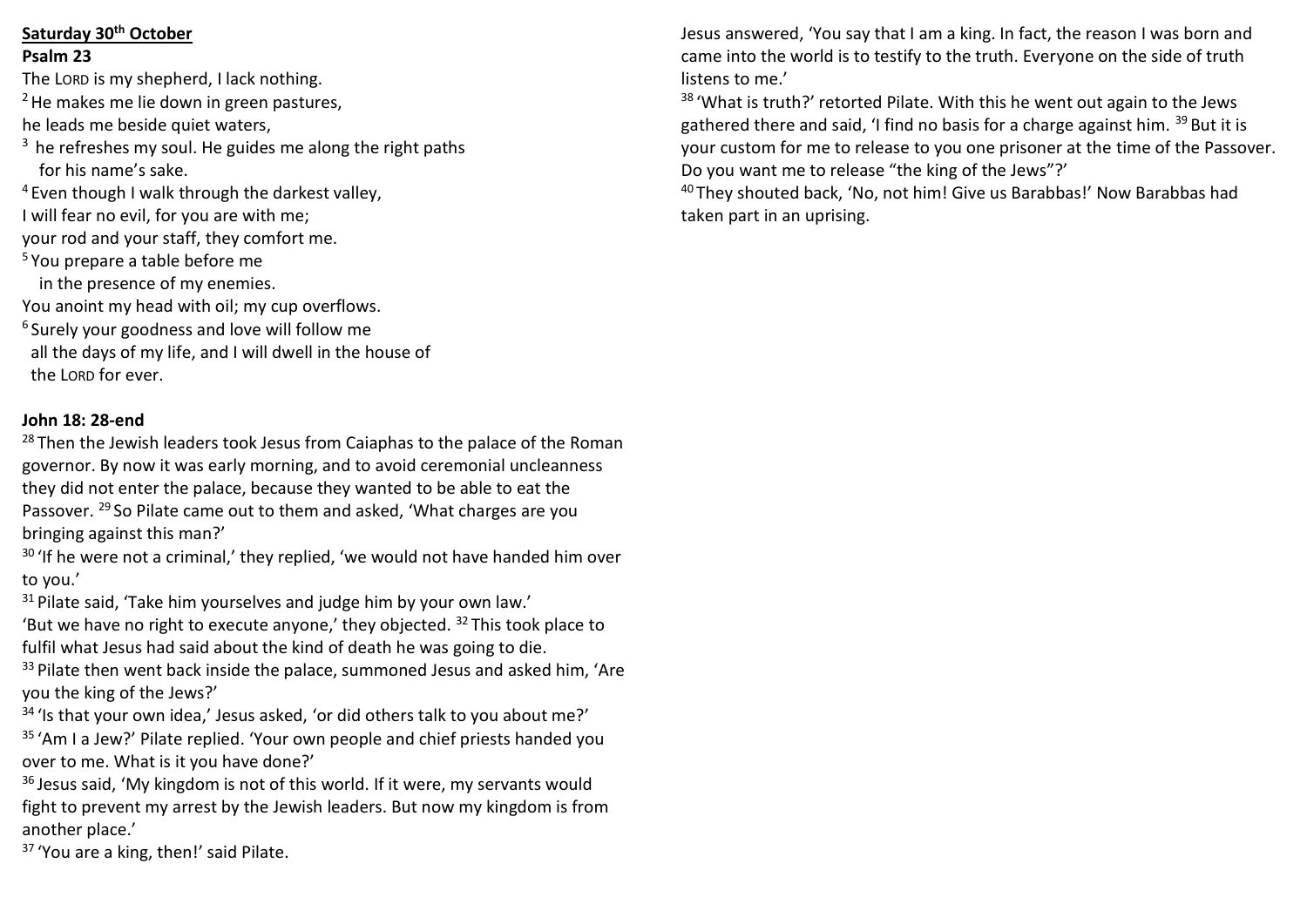**Saturday 30th October**

**Psalm 23**

The LORD is my shepherd, I lack nothing.
[2] He makes me lie down in green pastures,
he leads me beside quiet waters,
[3] he refreshes my soul. He guides me along the right paths
for his name's sake.
[4] Even though I walk through the darkest valley,
I will fear no evil, for you are with me;
your rod and your staff, they comfort me.
[5] You prepare a table before me
in the presence of my enemies.
You anoint my head with oil; my cup overflows.
[6] Surely your goodness and love will follow me
all the days of my life, and I will dwell in the house of
the LORD for ever.

**John 18: 28-end**

[28] Then the Jewish leaders took Jesus from Caiaphas to the palace of the Roman governor. By now it was early morning, and to avoid ceremonial uncleanness they did not enter the palace, because they wanted to be able to eat the Passover. [29] So Pilate came out to them and asked, 'What charges are you bringing against this man?'
[30] 'If he were not a criminal,' they replied, 'we would not have handed him over to you.'
[31] Pilate said, 'Take him yourselves and judge him by your own law.'
'But we have no right to execute anyone,' they objected. [32] This took place to fulfil what Jesus had said about the kind of death he was going to die.
[33] Pilate then went back inside the palace, summoned Jesus and asked him, 'Are you the king of the Jews?'
[34] 'Is that your own idea,' Jesus asked, 'or did others talk to you about me?'
[35] 'Am I a Jew?' Pilate replied. 'Your own people and chief priests handed you over to me. What is it you have done?'
[36] Jesus said, 'My kingdom is not of this world. If it were, my servants would fight to prevent my arrest by the Jewish leaders. But now my kingdom is from another place.'
[37] 'You are a king, then!' said Pilate.
Jesus answered, 'You say that I am a king. In fact, the reason I was born and came into the world is to testify to the truth. Everyone on the side of truth listens to me.'
[38] 'What is truth?' retorted Pilate. With this he went out again to the Jews gathered there and said, 'I find no basis for a charge against him. [39] But it is your custom for me to release to you one prisoner at the time of the Passover. Do you want me to release "the king of the Jews"?'
[40] They shouted back, 'No, not him! Give us Barabbas!' Now Barabbas had taken part in an uprising.